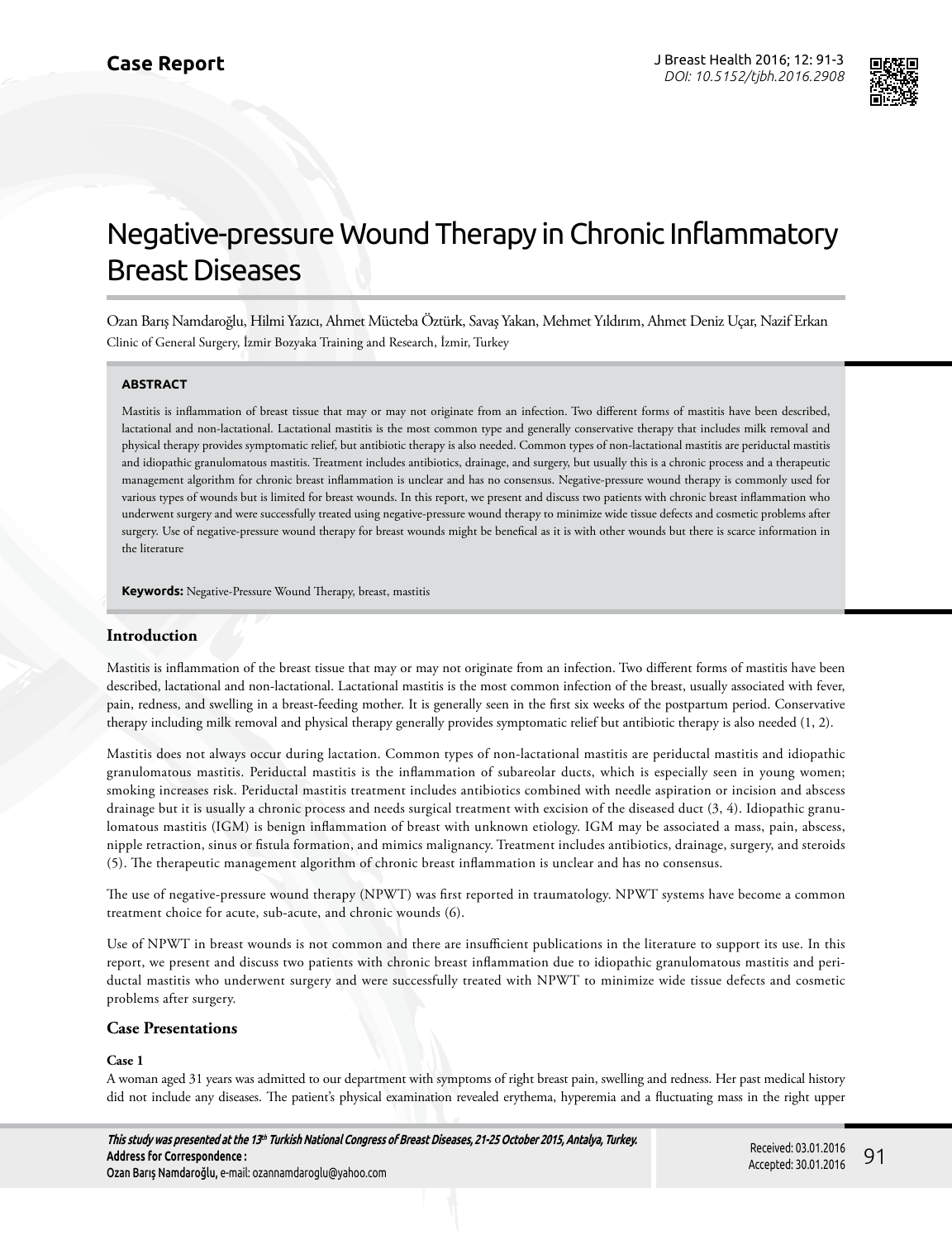**Case Report**

# Negative-pressure Wound Therapy in Chronic Inflammatory Breast Diseases

Ozan Barış Namdaroğlu, Hilmi Yazıcı, Ahmet Mücteba Öztürk, Savaş Yakan, Mehmet Yıldırım, Ahmet Deniz Uçar, Nazif Erkan

Clinic of General Surgery, İzmir Bozyaka Training and Research, İzmir, Turkey

## ABSTRACT

Mastitis is inflammation of breast tissue that may or may not originate from an infection. Two different forms of mastitis have been described, lactational and non-lactational. Lactational mastitis is the most common type and generally conservative therapy that includes milk removal and physical therapy provides symptomatic relief, but antibiotic therapy is also needed. Common types of non-lactational mastitis are periductal mastitis and idiopathic granulomatous mastitis. Treatment includes antibiotics, drainage, and surgery, but usually this is a chronic process and a therapeutic management algorithm for chronic breast inflammation is unclear and has no consensus. Negative-pressure wound therapy is commonly used for various types of wounds but is limited for breast wounds. In this report, we present and discuss two patients with chronic breast inflammation who underwent surgery and were successfully treated using negative-pressure wound therapy to minimize wide tissue defects and cosmetic problems after surgery. Use of negative-pressure wound therapy for breast wounds might be benefical as it is with other wounds but there is scarce information in the literature

**Keywords:** Negative-Pressure Wound Therapy, breast, mastitis

## Introduction

Mastitis is inflammation of the breast tissue that may or may not originate from an infection. Two different forms of mastitis have been described, lactational and non-lactational. Lactational mastitis is the most common infection of the breast, usually associated with fever, pain, redness, and swelling in a breast-feeding mother. It is generally seen in the first six weeks of the postpartum period. Conservative therapy including milk removal and physical therapy generally provides symptomatic relief but antibiotic therapy is also needed (1, 2).

Mastitis does not always occur during lactation. Common types of non-lactational mastitis are periductal mastitis and idiopathic granulomatous mastitis. Periductal mastitis is the inflammation of subareolar ducts, which is especially seen in young women; smoking increases risk. Periductal mastitis treatment includes antibiotics combined with needle aspiration or incision and abscess drainage but it is usually a chronic process and needs surgical treatment with excision of the diseased duct (3, 4). Idiopathic granulomatous mastitis (IGM) is benign inflammation of breast with unknown etiology. IGM may be associated a mass, pain, abscess, nipple retraction, sinus or fistula formation, and mimics malignancy. Treatment includes antibiotics, drainage, surgery, and steroids (5). The therapeutic management algorithm of chronic breast inflammation is unclear and has no consensus.

The use of negative-pressure wound therapy (NPWT) was first reported in traumatology. NPWT systems have become a common treatment choice for acute, sub-acute, and chronic wounds (6).

Use of NPWT in breast wounds is not common and there are insufficient publications in the literature to support its use. In this report, we present and discuss two patients with chronic breast inflammation due to idiopathic granulomatous mastitis and periductal mastitis who underwent surgery and were successfully treated with NPWT to minimize wide tissue defects and cosmetic problems after surgery.

## Case Presentations

### Case 1

A woman aged 31 years was admitted to our department with symptoms of right breast pain, swelling and redness. Her past medical history did not include any diseases. The patient's physical examination revealed erythema, hyperemia and a fluctuating mass in the right upper

*This study was presented at the 13th Turkish National Congress of Breast Diseases, 21-25 October 2015, Antalya, Turkey.*

**Address for Correspondence :**
Ozan Barış Namdaroğlu, e-mail: ozannamdaroglu@yahoo.com

Received: 03.01.2016
Accepted: 30.01.2016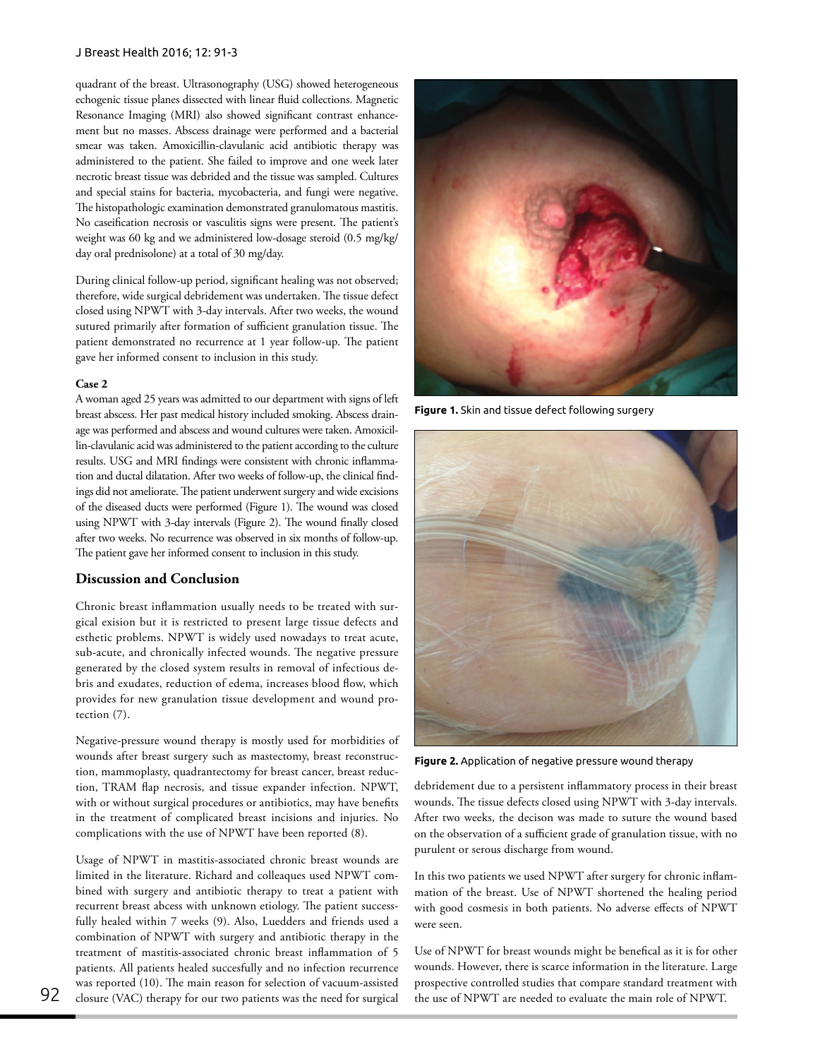quadrant of the breast. Ultrasonography (USG) showed heterogeneous echogenic tissue planes dissected with linear fluid collections. Magnetic Resonance Imaging (MRI) also showed significant contrast enhancement but no masses. Abscess drainage were performed and a bacterial smear was taken. Amoxicillin-clavulanic acid antibiotic therapy was administered to the patient. She failed to improve and one week later necrotic breast tissue was debrided and the tissue was sampled. Cultures and special stains for bacteria, mycobacteria, and fungi were negative. The histopathologic examination demonstrated granulomatous mastitis. No caseification necrosis or vasculitis signs were present. The patient's weight was 60 kg and we administered low-dosage steroid (0.5 mg/kg/day oral prednisolone) at a total of 30 mg/day.

During clinical follow-up period, significant healing was not observed; therefore, wide surgical debridement was undertaken. The tissue defect closed using NPWT with 3-day intervals. After two weeks, the wound sutured primarily after formation of sufficient granulation tissue. The patient demonstrated no recurrence at 1 year follow-up. The patient gave her informed consent to inclusion in this study.

**Case 2**

A woman aged 25 years was admitted to our department with signs of left breast abscess. Her past medical history included smoking. Abscess drainage was performed and abscess and wound cultures were taken. Amoxicillin-clavulanic acid was administered to the patient according to the culture results. USG and MRI findings were consistent with chronic inflammation and ductal dilatation. After two weeks of follow-up, the clinical findings did not ameliorate. The patient underwent surgery and wide excisions of the diseased ducts were performed (Figure 1). The wound was closed using NPWT with 3-day intervals (Figure 2). The wound finally closed after two weeks. No recurrence was observed in six months of follow-up. The patient gave her informed consent to inclusion in this study.

**Figure 1.** Skin and tissue defect following surgery

**Figure 2.** Application of negative pressure wound therapy

## Discussion and Conclusion

Chronic breast inflammation usually needs to be treated with surgical exision but it is restricted to present large tissue defects and esthetic problems. NPWT is widely used nowadays to treat acute, sub-acute, and chronically infected wounds. The negative pressure generated by the closed system results in removal of infectious debris and exudates, reduction of edema, increases blood flow, which provides for new granulation tissue development and wound protection (7).

Negative-pressure wound therapy is mostly used for morbidities of wounds after breast surgery such as mastectomy, breast reconstruction, mammoplasty, quadrantectomy for breast cancer, breast reduction, TRAM flap necrosis, and tissue expander infection. NPWT, with or without surgical procedures or antibiotics, may have benefits in the treatment of complicated breast incisions and injuries. No complications with the use of NPWT have been reported (8).

Usage of NPWT in mastitis-associated chronic breast wounds are limited in the literature. Richard and colleaques used NPWT combined with surgery and antibiotic therapy to treat a patient with recurrent breast abcess with unknown etiology. The patient successfully healed within 7 weeks (9). Also, Luedders and friends used a combination of NPWT with surgery and antibiotic therapy in the treatment of mastitis-associated chronic breast inflammation of 5 patients. All patients healed succesfully and no infection recurrence was reported (10). The main reason for selection of vacuum-assisted closure (VAC) therapy for our two patients was the need for surgical debridement due to a persistent inflammatory process in their breast wounds. The tissue defects closed using NPWT with 3-day intervals. After two weeks, the decison was made to suture the wound based on the observation of a sufficient grade of granulation tissue, with no purulent or serous discharge from wound.

In this two patients we used NPWT after surgery for chronic inflammation of the breast. Use of NPWT shortened the healing period with good cosmesis in both patients. No adverse effects of NPWT were seen.

Use of NPWT for breast wounds might be benefical as it is for other wounds. However, there is scarce information in the literature. Large prospective controlled studies that compare standard treatment with the use of NPWT are needed to evaluate the main role of NPWT.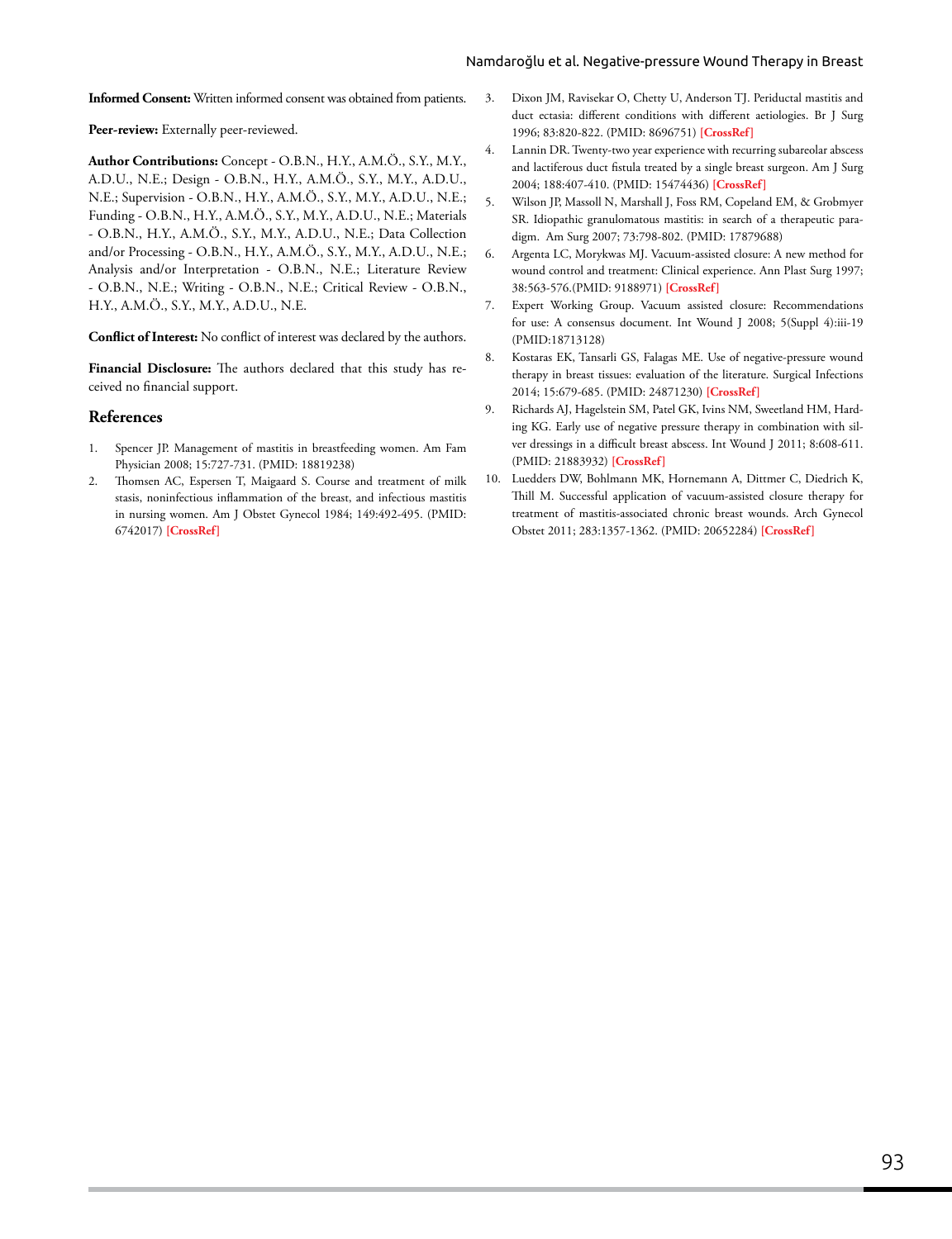**Informed Consent:** Written informed consent was obtained from patients.

**Peer-review:** Externally peer-reviewed.

**Author Contributions:** Concept - O.B.N., H.Y., A.M.Ö., S.Y., M.Y., A.D.U., N.E.; Design - O.B.N., H.Y., A.M.Ö., S.Y., M.Y., A.D.U., N.E.; Supervision - O.B.N., H.Y., A.M.Ö., S.Y., M.Y., A.D.U., N.E.; Funding - O.B.N., H.Y., A.M.Ö., S.Y., M.Y., A.D.U., N.E.; Materials - O.B.N., H.Y., A.M.Ö., S.Y., M.Y., A.D.U., N.E.; Data Collection and/or Processing - O.B.N., H.Y., A.M.Ö., S.Y., M.Y., A.D.U., N.E.; Analysis and/or Interpretation - O.B.N., N.E.; Literature Review - O.B.N., N.E.; Writing - O.B.N., N.E.; Critical Review - O.B.N., H.Y., A.M.Ö., S.Y., M.Y., A.D.U., N.E.

**Conflict of Interest:** No conflict of interest was declared by the authors.

**Financial Disclosure:** The authors declared that this study has received no financial support.

## References

1. Spencer JP. Management of mastitis in breastfeeding women. Am Fam Physician 2008; 15:727-731. (PMID: 18819238)
2. Thomsen AC, Espersen T, Maigaard S. Course and treatment of milk stasis, noninfectious inflammation of the breast, and infectious mastitis in nursing women. Am J Obstet Gynecol 1984; 149:492-495. (PMID: 6742017) [CrossRef]
3. Dixon JM, Ravisekar O, Chetty U, Anderson TJ. Periductal mastitis and duct ectasia: different conditions with different aetiologies. Br J Surg 1996; 83:820-822. (PMID: 8696751) [CrossRef]
4. Lannin DR. Twenty-two year experience with recurring subareolar abscess and lactiferous duct fistula treated by a single breast surgeon. Am J Surg 2004; 188:407-410. (PMID: 15474436) [CrossRef]
5. Wilson JP, Massoll N, Marshall J, Foss RM, Copeland EM, & Grobmyer SR. Idiopathic granulomatous mastitis: in search of a therapeutic paradigm. Am Surg 2007; 73:798-802. (PMID: 17879688)
6. Argenta LC, Morykwas MJ. Vacuum-assisted closure: A new method for wound control and treatment: Clinical experience. Ann Plast Surg 1997; 38:563-576.(PMID: 9188971) [CrossRef]
7. Expert Working Group. Vacuum assisted closure: Recommendations for use: A consensus document. Int Wound J 2008; 5(Suppl 4):iii-19 (PMID:18713128)
8. Kostaras EK, Tansarli GS, Falagas ME. Use of negative-pressure wound therapy in breast tissues: evaluation of the literature. Surgical Infections 2014; 15:679-685. (PMID: 24871230) [CrossRef]
9. Richards AJ, Hagelstein SM, Patel GK, Ivins NM, Sweetland HM, Harding KG. Early use of negative pressure therapy in combination with silver dressings in a difficult breast abscess. Int Wound J 2011; 8:608-611. (PMID: 21883932) [CrossRef]
10. Luedders DW, Bohlmann MK, Hornemann A, Dittmer C, Diedrich K, Thill M. Successful application of vacuum-assisted closure therapy for treatment of mastitis-associated chronic breast wounds. Arch Gynecol Obstet 2011; 283:1357-1362. (PMID: 20652284) [CrossRef]